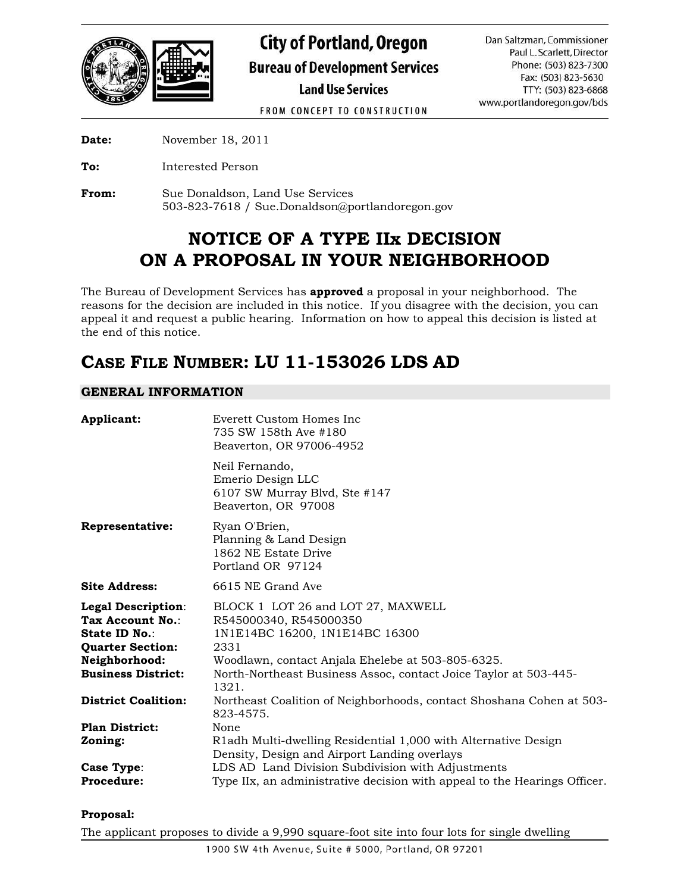# City of Portland, Oregon
## Bureau of Development Services
### Land Use Services

FROM CONCEPT TO CONSTRUCTION

Dan Saltzman, Commissioner
Paul L. Scarlett, Director
Phone: (503) 823-7300
Fax: (503) 823-5630
TTY: (503) 823-6868
www.portlandoregon.gov/bds

**Date:** November 18, 2011

**To:** Interested Person

**From:** Sue Donaldson, Land Use Services
503-823-7618 / Sue.Donaldson@portlandoregon.gov

# NOTICE OF A TYPE IIx DECISION ON A PROPOSAL IN YOUR NEIGHBORHOOD

The Bureau of Development Services has **approved** a proposal in your neighborhood. The reasons for the decision are included in this notice. If you disagree with the decision, you can appeal it and request a public hearing. Information on how to appeal this decision is listed at the end of this notice.

## CASE FILE NUMBER: LU 11-153026 LDS AD

### GENERAL INFORMATION

**Applicant:** Everett Custom Homes Inc
735 SW 158th Ave #180
Beaverton, OR 97006-4952

Neil Fernando,
Emerio Design LLC
6107 SW Murray Blvd, Ste #147
Beaverton, OR 97008

**Representative:** Ryan O'Brien,
Planning & Land Design
1862 NE Estate Drive
Portland OR 97124

**Site Address:** 6615 NE Grand Ave

**Legal Description**: BLOCK 1 LOT 26 and LOT 27, MAXWELL
**Tax Account No.**: R545000340, R545000350
**State ID No.**: 1N1E14BC 16200, 1N1E14BC 16300
**Quarter Section:** 2331
**Neighborhood:** Woodlawn, contact Anjala Ehelebe at 503-805-6325.
**Business District:** North-Northeast Business Assoc, contact Joice Taylor at 503-445-1321.
**District Coalition:** Northeast Coalition of Neighborhoods, contact Shoshana Cohen at 503-823-4575.
**Plan District:** None
**Zoning:** R1adh Multi-dwelling Residential 1,000 with Alternative Design Density, Design and Airport Landing overlays
**Case Type**: LDS AD Land Division Subdivision with Adjustments
**Procedure:** Type IIx, an administrative decision with appeal to the Hearings Officer.

**Proposal:**

The applicant proposes to divide a 9,990 square-foot site into four lots for single dwelling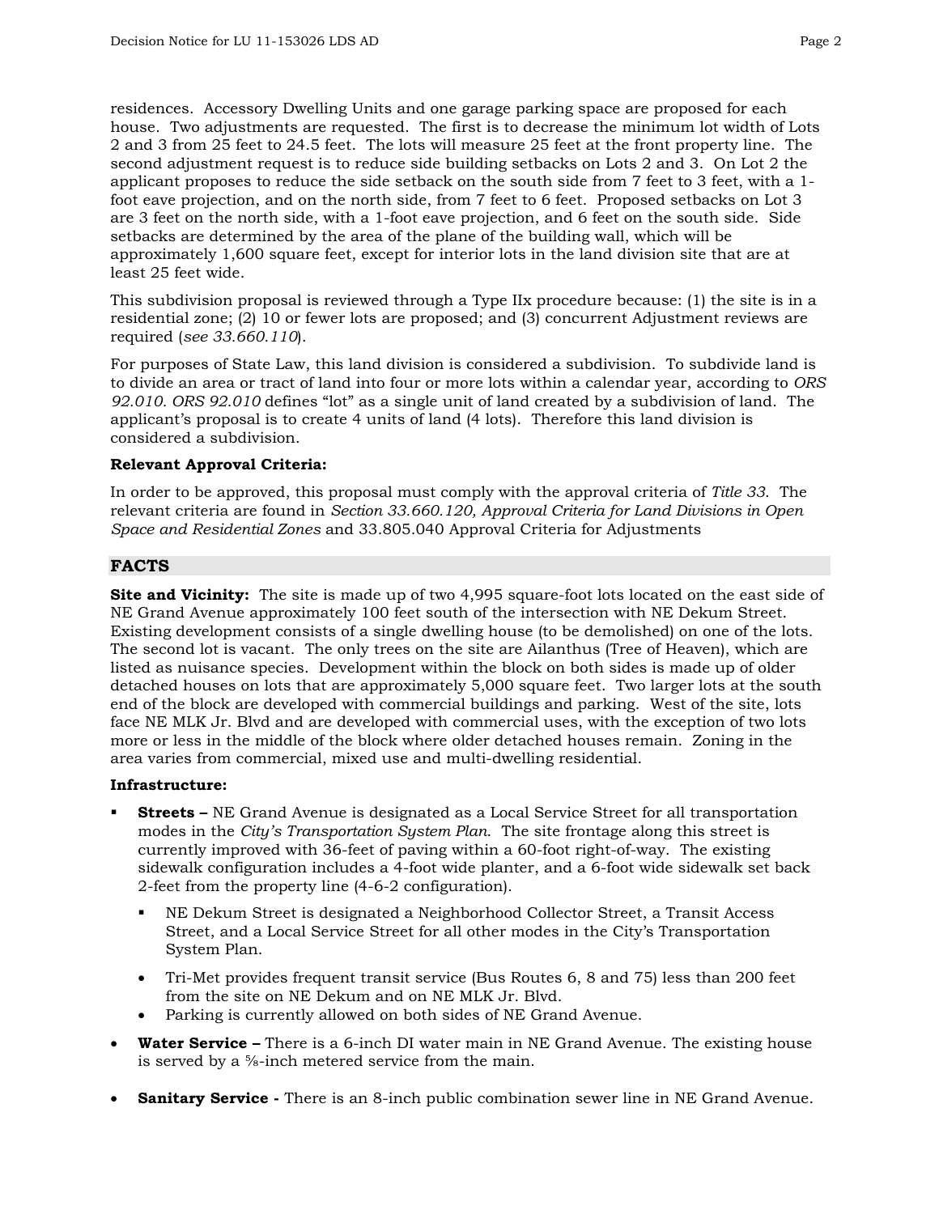residences. Accessory Dwelling Units and one garage parking space are proposed for each house. Two adjustments are requested. The first is to decrease the minimum lot width of Lots 2 and 3 from 25 feet to 24.5 feet. The lots will measure 25 feet at the front property line. The second adjustment request is to reduce side building setbacks on Lots 2 and 3. On Lot 2 the applicant proposes to reduce the side setback on the south side from 7 feet to 3 feet, with a 1-foot eave projection, and on the north side, from 7 feet to 6 feet. Proposed setbacks on Lot 3 are 3 feet on the north side, with a 1-foot eave projection, and 6 feet on the south side. Side setbacks are determined by the area of the plane of the building wall, which will be approximately 1,600 square feet, except for interior lots in the land division site that are at least 25 feet wide.

This subdivision proposal is reviewed through a Type IIx procedure because: (1) the site is in a residential zone; (2) 10 or fewer lots are proposed; and (3) concurrent Adjustment reviews are required (*see 33.660.110*).

For purposes of State Law, this land division is considered a subdivision. To subdivide land is to divide an area or tract of land into four or more lots within a calendar year, according to *ORS 92.010. ORS 92.010* defines "lot" as a single unit of land created by a subdivision of land. The applicant's proposal is to create 4 units of land (4 lots). Therefore this land division is considered a subdivision.

**Relevant Approval Criteria:**

In order to be approved, this proposal must comply with the approval criteria of *Title 33*. The relevant criteria are found in *Section 33.660.120, Approval Criteria for Land Divisions in Open Space and Residential Zones* and 33.805.040 Approval Criteria for Adjustments

## FACTS

**Site and Vicinity:** The site is made up of two 4,995 square-foot lots located on the east side of NE Grand Avenue approximately 100 feet south of the intersection with NE Dekum Street. Existing development consists of a single dwelling house (to be demolished) on one of the lots. The second lot is vacant. The only trees on the site are Ailanthus (Tree of Heaven), which are listed as nuisance species. Development within the block on both sides is made up of older detached houses on lots that are approximately 5,000 square feet. Two larger lots at the south end of the block are developed with commercial buildings and parking. West of the site, lots face NE MLK Jr. Blvd and are developed with commercial uses, with the exception of two lots more or less in the middle of the block where older detached houses remain. Zoning in the area varies from commercial, mixed use and multi-dwelling residential.

**Infrastructure:**

- **Streets –** NE Grand Avenue is designated as a Local Service Street for all transportation modes in the *City's Transportation System Plan*. The site frontage along this street is currently improved with 36-feet of paving within a 60-foot right-of-way. The existing sidewalk configuration includes a 4-foot wide planter, and a 6-foot wide sidewalk set back 2-feet from the property line (4-6-2 configuration).
  - NE Dekum Street is designated a Neighborhood Collector Street, a Transit Access Street, and a Local Service Street for all other modes in the City's Transportation System Plan.
  - Tri-Met provides frequent transit service (Bus Routes 6, 8 and 75) less than 200 feet from the site on NE Dekum and on NE MLK Jr. Blvd.
  - Parking is currently allowed on both sides of NE Grand Avenue.
- **Water Service –** There is a 6-inch DI water main in NE Grand Avenue. The existing house is served by a ⅝-inch metered service from the main.
- **Sanitary Service -** There is an 8-inch public combination sewer line in NE Grand Avenue.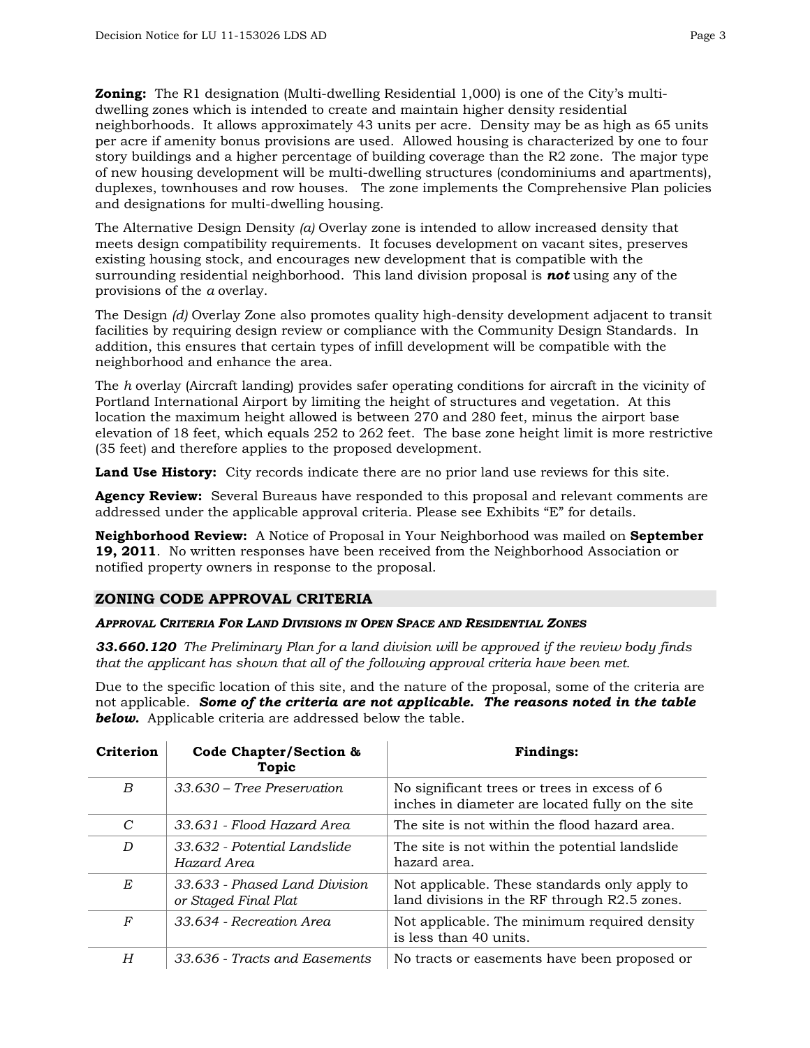**Zoning:** The R1 designation (Multi-dwelling Residential 1,000) is one of the City's multi-dwelling zones which is intended to create and maintain higher density residential neighborhoods. It allows approximately 43 units per acre. Density may be as high as 65 units per acre if amenity bonus provisions are used. Allowed housing is characterized by one to four story buildings and a higher percentage of building coverage than the R2 zone. The major type of new housing development will be multi-dwelling structures (condominiums and apartments), duplexes, townhouses and row houses. The zone implements the Comprehensive Plan policies and designations for multi-dwelling housing.

The Alternative Design Density *(a)* Overlay zone is intended to allow increased density that meets design compatibility requirements. It focuses development on vacant sites, preserves existing housing stock, and encourages new development that is compatible with the surrounding residential neighborhood. This land division proposal is ***not*** using any of the provisions of the *a* overlay.

The Design *(d)* Overlay Zone also promotes quality high-density development adjacent to transit facilities by requiring design review or compliance with the Community Design Standards. In addition, this ensures that certain types of infill development will be compatible with the neighborhood and enhance the area.

The *h* overlay (Aircraft landing) provides safer operating conditions for aircraft in the vicinity of Portland International Airport by limiting the height of structures and vegetation. At this location the maximum height allowed is between 270 and 280 feet, minus the airport base elevation of 18 feet, which equals 252 to 262 feet. The base zone height limit is more restrictive (35 feet) and therefore applies to the proposed development.

**Land Use History:** City records indicate there are no prior land use reviews for this site.

**Agency Review:** Several Bureaus have responded to this proposal and relevant comments are addressed under the applicable approval criteria. Please see Exhibits "E" for details.

**Neighborhood Review:** A Notice of Proposal in Your Neighborhood was mailed on **September 19, 2011**. No written responses have been received from the Neighborhood Association or notified property owners in response to the proposal.

## ZONING CODE APPROVAL CRITERIA

***Approval Criteria For Land Divisions in Open Space and Residential Zones***

***33.660.120*** *The Preliminary Plan for a land division will be approved if the review body finds that the applicant has shown that all of the following approval criteria have been met.*

Due to the specific location of this site, and the nature of the proposal, some of the criteria are not applicable. ***Some of the criteria are not applicable. The reasons noted in the table below.*** Applicable criteria are addressed below the table.

| Criterion | Code Chapter/Section & Topic | Findings: |
|---|---|---|
| *B* | *33.630 – Tree Preservation* | No significant trees or trees in excess of 6 inches in diameter are located fully on the site |
| *C* | *33.631 - Flood Hazard Area* | The site is not within the flood hazard area. |
| *D* | *33.632 - Potential Landslide Hazard Area* | The site is not within the potential landslide hazard area. |
| *E* | *33.633 - Phased Land Division or Staged Final Plat* | Not applicable. These standards only apply to land divisions in the RF through R2.5 zones. |
| *F* | *33.634 - Recreation Area* | Not applicable. The minimum required density is less than 40 units. |
| *H* | *33.636 - Tracts and Easements* | No tracts or easements have been proposed or |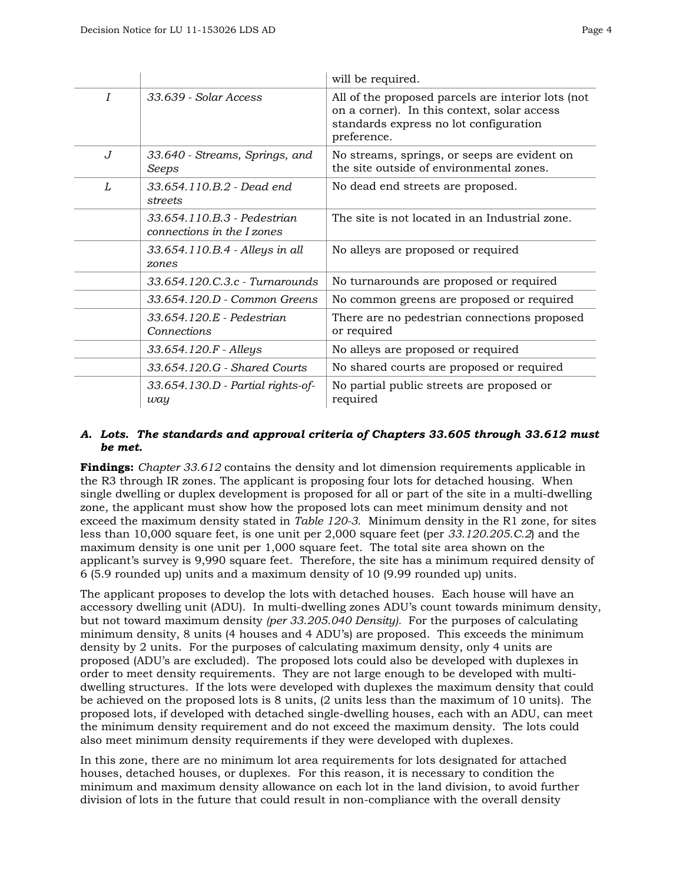| | | will be required. |
|---|---|---|
| *I* | *33.639 - Solar Access* | All of the proposed parcels are interior lots (not on a corner). In this context, solar access standards express no lot configuration preference. |
| *J* | *33.640 - Streams, Springs, and Seeps* | No streams, springs, or seeps are evident on the site outside of environmental zones. |
| *L* | *33.654.110.B.2 - Dead end streets* | No dead end streets are proposed. |
| | *33.654.110.B.3 - Pedestrian connections in the I zones* | The site is not located in an Industrial zone. |
| | *33.654.110.B.4 - Alleys in all zones* | No alleys are proposed or required |
| | *33.654.120.C.3.c - Turnarounds* | No turnarounds are proposed or required |
| | *33.654.120.D - Common Greens* | No common greens are proposed or required |
| | *33.654.120.E - Pedestrian Connections* | There are no pedestrian connections proposed or required |
| | *33.654.120.F - Alleys* | No alleys are proposed or required |
| | *33.654.120.G - Shared Courts* | No shared courts are proposed or required |
| | *33.654.130.D - Partial rights-of-way* | No partial public streets are proposed or required |

***A. Lots. The standards and approval criteria of Chapters 33.605 through 33.612 must be met.***

**Findings:** *Chapter 33.612* contains the density and lot dimension requirements applicable in the R3 through IR zones. The applicant is proposing four lots for detached housing. When single dwelling or duplex development is proposed for all or part of the site in a multi-dwelling zone, the applicant must show how the proposed lots can meet minimum density and not exceed the maximum density stated in *Table 120-3*. Minimum density in the R1 zone, for sites less than 10,000 square feet, is one unit per 2,000 square feet (per *33.120.205.C.2*) and the maximum density is one unit per 1,000 square feet. The total site area shown on the applicant's survey is 9,990 square feet. Therefore, the site has a minimum required density of 6 (5.9 rounded up) units and a maximum density of 10 (9.99 rounded up) units.

The applicant proposes to develop the lots with detached houses. Each house will have an accessory dwelling unit (ADU). In multi-dwelling zones ADU's count towards minimum density, but not toward maximum density *(per 33.205.040 Density)*. For the purposes of calculating minimum density, 8 units (4 houses and 4 ADU's) are proposed. This exceeds the minimum density by 2 units. For the purposes of calculating maximum density, only 4 units are proposed (ADU's are excluded). The proposed lots could also be developed with duplexes in order to meet density requirements. They are not large enough to be developed with multi-dwelling structures. If the lots were developed with duplexes the maximum density that could be achieved on the proposed lots is 8 units, (2 units less than the maximum of 10 units). The proposed lots, if developed with detached single-dwelling houses, each with an ADU, can meet the minimum density requirement and do not exceed the maximum density. The lots could also meet minimum density requirements if they were developed with duplexes.

In this zone, there are no minimum lot area requirements for lots designated for attached houses, detached houses, or duplexes. For this reason, it is necessary to condition the minimum and maximum density allowance on each lot in the land division, to avoid further division of lots in the future that could result in non-compliance with the overall density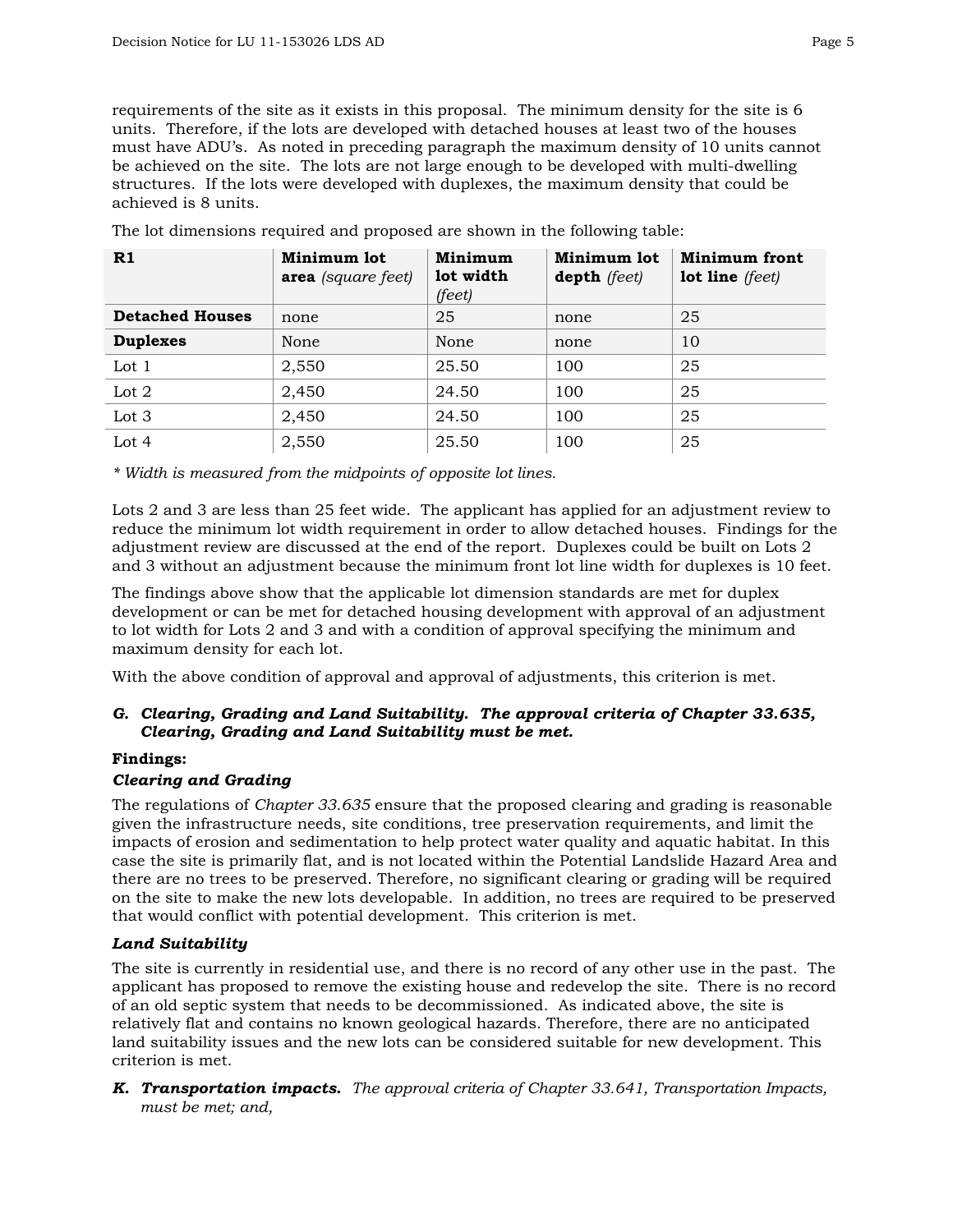requirements of the site as it exists in this proposal. The minimum density for the site is 6 units. Therefore, if the lots are developed with detached houses at least two of the houses must have ADU's. As noted in preceding paragraph the maximum density of 10 units cannot be achieved on the site. The lots are not large enough to be developed with multi-dwelling structures. If the lots were developed with duplexes, the maximum density that could be achieved is 8 units.

The lot dimensions required and proposed are shown in the following table:

| R1 | Minimum lot area *(square feet)* | Minimum lot width *(feet)* | Minimum lot depth *(feet)* | Minimum front lot line *(feet)* |
|---|---|---|---|---|
| **Detached Houses** | none | 25 | none | 25 |
| **Duplexes** | None | None | none | 10 |
| Lot 1 | 2,550 | 25.50 | 100 | 25 |
| Lot 2 | 2,450 | 24.50 | 100 | 25 |
| Lot 3 | 2,450 | 24.50 | 100 | 25 |
| Lot 4 | 2,550 | 25.50 | 100 | 25 |

*\* Width is measured from the midpoints of opposite lot lines.*

Lots 2 and 3 are less than 25 feet wide. The applicant has applied for an adjustment review to reduce the minimum lot width requirement in order to allow detached houses. Findings for the adjustment review are discussed at the end of the report. Duplexes could be built on Lots 2 and 3 without an adjustment because the minimum front lot line width for duplexes is 10 feet.

The findings above show that the applicable lot dimension standards are met for duplex development or can be met for detached housing development with approval of an adjustment to lot width for Lots 2 and 3 and with a condition of approval specifying the minimum and maximum density for each lot.

With the above condition of approval and approval of adjustments, this criterion is met.

***G. Clearing, Grading and Land Suitability. The approval criteria of Chapter 33.635, Clearing, Grading and Land Suitability must be met.***

**Findings:**

***Clearing and Grading***

The regulations of *Chapter 33.635* ensure that the proposed clearing and grading is reasonable given the infrastructure needs, site conditions, tree preservation requirements, and limit the impacts of erosion and sedimentation to help protect water quality and aquatic habitat. In this case the site is primarily flat, and is not located within the Potential Landslide Hazard Area and there are no trees to be preserved. Therefore, no significant clearing or grading will be required on the site to make the new lots developable. In addition, no trees are required to be preserved that would conflict with potential development. This criterion is met.

***Land Suitability***

The site is currently in residential use, and there is no record of any other use in the past. The applicant has proposed to remove the existing house and redevelop the site. There is no record of an old septic system that needs to be decommissioned. As indicated above, the site is relatively flat and contains no known geological hazards. Therefore, there are no anticipated land suitability issues and the new lots can be considered suitable for new development. This criterion is met.

***K. Transportation impacts.*** *The approval criteria of Chapter 33.641, Transportation Impacts, must be met; and,*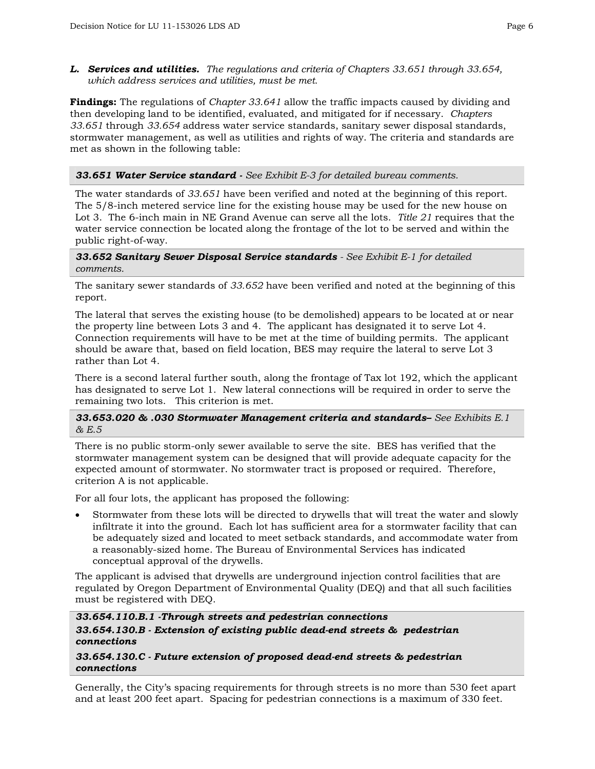**L. Services and utilities.** *The regulations and criteria of Chapters 33.651 through 33.654, which address services and utilities, must be met.*

**Findings:** The regulations of *Chapter 33.641* allow the traffic impacts caused by dividing and then developing land to be identified, evaluated, and mitigated for if necessary. *Chapters 33.651* through *33.654* address water service standards, sanitary sewer disposal standards, stormwater management, as well as utilities and rights of way. The criteria and standards are met as shown in the following table:

| ***33.651 Water Service standard** - See Exhibit E-3 for detailed bureau comments.* |
|---|
| The water standards of *33.651* have been verified and noted at the beginning of this report. The 5/8-inch metered service line for the existing house may be used for the new house on Lot 3. The 6-inch main in NE Grand Avenue can serve all the lots. *Title 21* requires that the water service connection be located along the frontage of the lot to be served and within the public right-of-way. |
| ***33.652 Sanitary Sewer Disposal Service standards** - See Exhibit E-1 for detailed comments.* |
| The sanitary sewer standards of *33.652* have been verified and noted at the beginning of this report.<br><br>The lateral that serves the existing house (to be demolished) appears to be located at or near the property line between Lots 3 and 4. The applicant has designated it to serve Lot 4. Connection requirements will have to be met at the time of building permits. The applicant should be aware that, based on field location, BES may require the lateral to serve Lot 3 rather than Lot 4.<br><br>There is a second lateral further south, along the frontage of Tax lot 192, which the applicant has designated to serve Lot 1. New lateral connections will be required in order to serve the remaining two lots. This criterion is met. |
| ***33.653.020 & .030 Stormwater Management criteria and standards**– See Exhibits E.1 & E.5* |
| There is no public storm-only sewer available to serve the site. BES has verified that the stormwater management system can be designed that will provide adequate capacity for the expected amount of stormwater. No stormwater tract is proposed or required. Therefore, criterion A is not applicable.<br><br>For all four lots, the applicant has proposed the following:<br><br>• Stormwater from these lots will be directed to drywells that will treat the water and slowly infiltrate it into the ground. Each lot has sufficient area for a stormwater facility that can be adequately sized and located to meet setback standards, and accommodate water from a reasonably-sized home. The Bureau of Environmental Services has indicated conceptual approval of the drywells.<br><br>The applicant is advised that drywells are underground injection control facilities that are regulated by Oregon Department of Environmental Quality (DEQ) and that all such facilities must be registered with DEQ. |
| ***33.654.110.B.1 -Through streets and pedestrian connections***<br>***33.654.130.B - Extension of existing public dead-end streets & pedestrian connections***<br>***33.654.130.C - Future extension of proposed dead-end streets & pedestrian connections*** |
| Generally, the City's spacing requirements for through streets is no more than 530 feet apart and at least 200 feet apart. Spacing for pedestrian connections is a maximum of 330 feet. |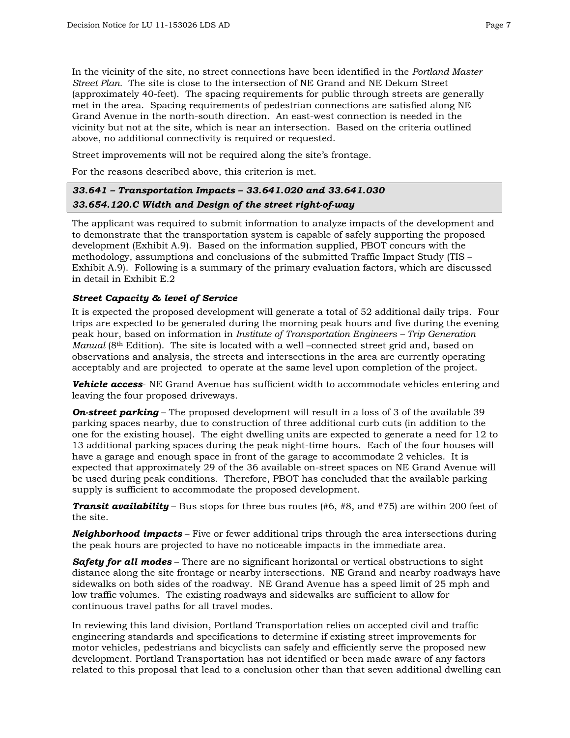In the vicinity of the site, no street connections have been identified in the *Portland Master Street Plan.* The site is close to the intersection of NE Grand and NE Dekum Street (approximately 40-feet). The spacing requirements for public through streets are generally met in the area. Spacing requirements of pedestrian connections are satisfied along NE Grand Avenue in the north-south direction. An east-west connection is needed in the vicinity but not at the site, which is near an intersection. Based on the criteria outlined above, no additional connectivity is required or requested.

Street improvements will not be required along the site's frontage.

For the reasons described above, this criterion is met.

***33.641 – Transportation Impacts – 33.641.020 and 33.641.030***
***33.654.120.C Width and Design of the street right-of-way***

The applicant was required to submit information to analyze impacts of the development and to demonstrate that the transportation system is capable of safely supporting the proposed development (Exhibit A.9). Based on the information supplied, PBOT concurs with the methodology, assumptions and conclusions of the submitted Traffic Impact Study (TIS – Exhibit A.9). Following is a summary of the primary evaluation factors, which are discussed in detail in Exhibit E.2

***Street Capacity & level of Service***

It is expected the proposed development will generate a total of 52 additional daily trips. Four trips are expected to be generated during the morning peak hours and five during the evening peak hour, based on information in *Institute of Transportation Engineers – Trip Generation Manual* (8th Edition). The site is located with a well –connected street grid and, based on observations and analysis, the streets and intersections in the area are currently operating acceptably and are projected to operate at the same level upon completion of the project.

***Vehicle access***- NE Grand Avenue has sufficient width to accommodate vehicles entering and leaving the four proposed driveways.

***On-street parking*** – The proposed development will result in a loss of 3 of the available 39 parking spaces nearby, due to construction of three additional curb cuts (in addition to the one for the existing house). The eight dwelling units are expected to generate a need for 12 to 13 additional parking spaces during the peak night-time hours. Each of the four houses will have a garage and enough space in front of the garage to accommodate 2 vehicles. It is expected that approximately 29 of the 36 available on-street spaces on NE Grand Avenue will be used during peak conditions. Therefore, PBOT has concluded that the available parking supply is sufficient to accommodate the proposed development.

***Transit availability*** – Bus stops for three bus routes (#6, #8, and #75) are within 200 feet of the site.

***Neighborhood impacts*** – Five or fewer additional trips through the area intersections during the peak hours are projected to have no noticeable impacts in the immediate area.

***Safety for all modes*** – There are no significant horizontal or vertical obstructions to sight distance along the site frontage or nearby intersections. NE Grand and nearby roadways have sidewalks on both sides of the roadway. NE Grand Avenue has a speed limit of 25 mph and low traffic volumes. The existing roadways and sidewalks are sufficient to allow for continuous travel paths for all travel modes.

In reviewing this land division, Portland Transportation relies on accepted civil and traffic engineering standards and specifications to determine if existing street improvements for motor vehicles, pedestrians and bicyclists can safely and efficiently serve the proposed new development. Portland Transportation has not identified or been made aware of any factors related to this proposal that lead to a conclusion other than that seven additional dwelling can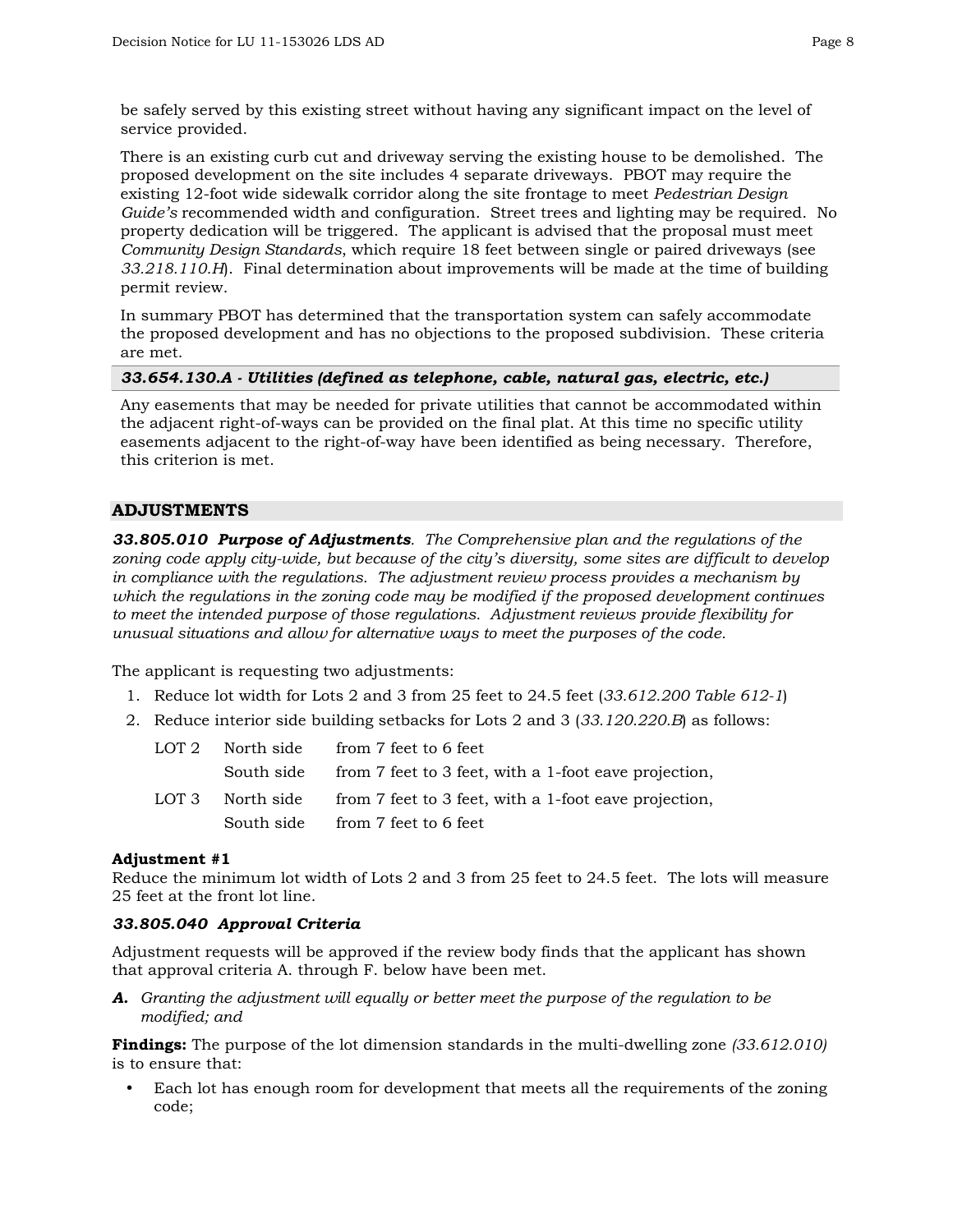be safely served by this existing street without having any significant impact on the level of service provided.

There is an existing curb cut and driveway serving the existing house to be demolished. The proposed development on the site includes 4 separate driveways. PBOT may require the existing 12-foot wide sidewalk corridor along the site frontage to meet *Pedestrian Design Guide's* recommended width and configuration. Street trees and lighting may be required. No property dedication will be triggered. The applicant is advised that the proposal must meet *Community Design Standards*, which require 18 feet between single or paired driveways (see *33.218.110.H*). Final determination about improvements will be made at the time of building permit review.

In summary PBOT has determined that the transportation system can safely accommodate the proposed development and has no objections to the proposed subdivision. These criteria are met.

***33.654.130.A - Utilities (defined as telephone, cable, natural gas, electric, etc.)***

Any easements that may be needed for private utilities that cannot be accommodated within the adjacent right-of-ways can be provided on the final plat. At this time no specific utility easements adjacent to the right-of-way have been identified as being necessary. Therefore, this criterion is met.

## ADJUSTMENTS

***33.805.010 Purpose of Adjustments****. The Comprehensive plan and the regulations of the zoning code apply city-wide, but because of the city's diversity, some sites are difficult to develop in compliance with the regulations. The adjustment review process provides a mechanism by which the regulations in the zoning code may be modified if the proposed development continues to meet the intended purpose of those regulations. Adjustment reviews provide flexibility for unusual situations and allow for alternative ways to meet the purposes of the code.*

The applicant is requesting two adjustments:

1. Reduce lot width for Lots 2 and 3 from 25 feet to 24.5 feet (*33.612.200 Table 612-1*)
2. Reduce interior side building setbacks for Lots 2 and 3 (*33.120.220.B*) as follows:

| | | |
|---|---|---|
| LOT 2 | North side | from 7 feet to 6 feet |
| | South side | from 7 feet to 3 feet, with a 1-foot eave projection, |
| LOT 3 | North side | from 7 feet to 3 feet, with a 1-foot eave projection, |
| | South side | from 7 feet to 6 feet |

**Adjustment #1**
Reduce the minimum lot width of Lots 2 and 3 from 25 feet to 24.5 feet. The lots will measure 25 feet at the front lot line.

***33.805.040 Approval Criteria***

Adjustment requests will be approved if the review body finds that the applicant has shown that approval criteria A. through F. below have been met.

***A.*** *Granting the adjustment will equally or better meet the purpose of the regulation to be modified; and*

**Findings:** The purpose of the lot dimension standards in the multi-dwelling zone *(33.612.010)* is to ensure that:

- Each lot has enough room for development that meets all the requirements of the zoning code;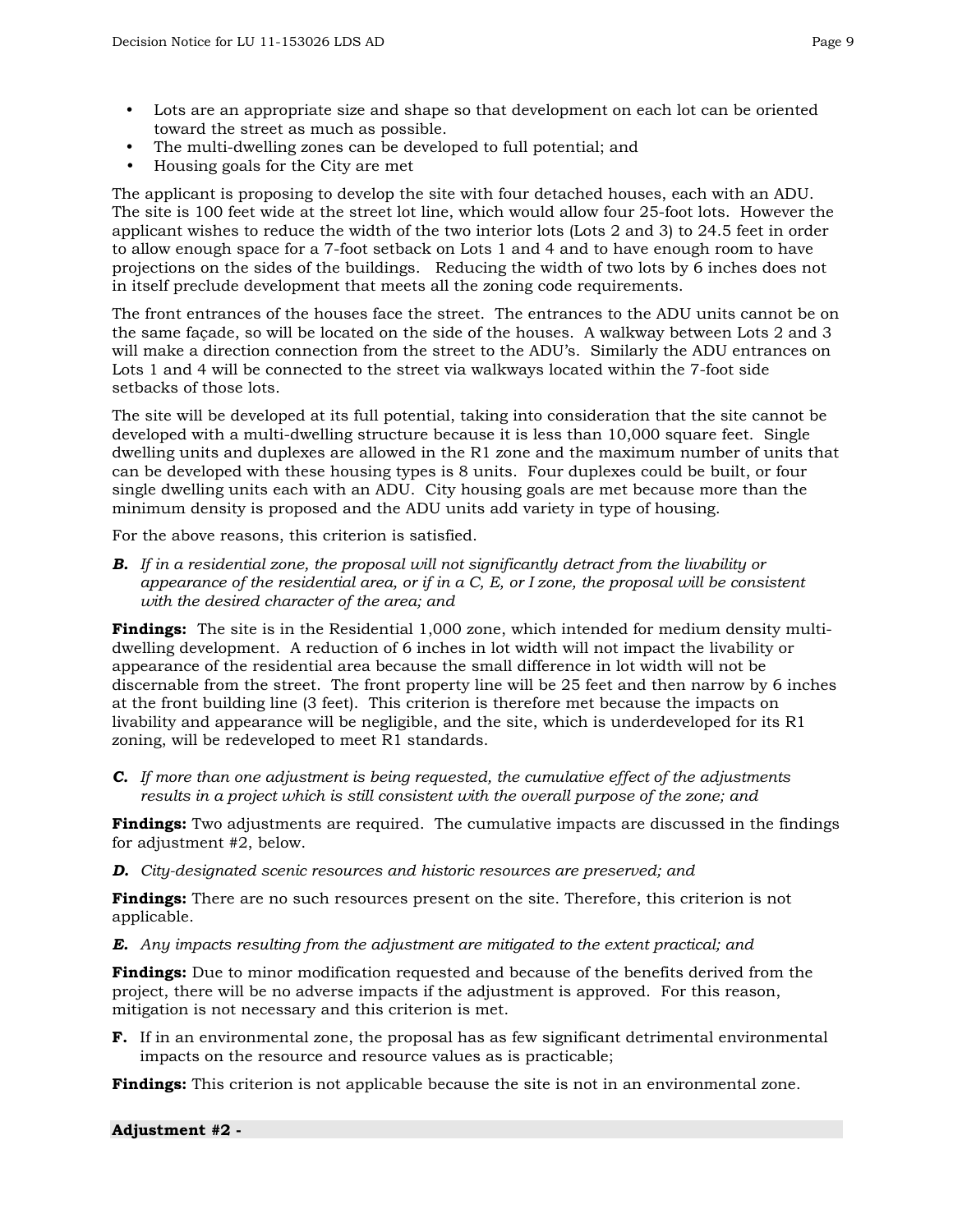- Lots are an appropriate size and shape so that development on each lot can be oriented toward the street as much as possible.
- The multi-dwelling zones can be developed to full potential; and
- Housing goals for the City are met

The applicant is proposing to develop the site with four detached houses, each with an ADU. The site is 100 feet wide at the street lot line, which would allow four 25-foot lots. However the applicant wishes to reduce the width of the two interior lots (Lots 2 and 3) to 24.5 feet in order to allow enough space for a 7-foot setback on Lots 1 and 4 and to have enough room to have projections on the sides of the buildings. Reducing the width of two lots by 6 inches does not in itself preclude development that meets all the zoning code requirements.

The front entrances of the houses face the street. The entrances to the ADU units cannot be on the same façade, so will be located on the side of the houses. A walkway between Lots 2 and 3 will make a direction connection from the street to the ADU's. Similarly the ADU entrances on Lots 1 and 4 will be connected to the street via walkways located within the 7-foot side setbacks of those lots.

The site will be developed at its full potential, taking into consideration that the site cannot be developed with a multi-dwelling structure because it is less than 10,000 square feet. Single dwelling units and duplexes are allowed in the R1 zone and the maximum number of units that can be developed with these housing types is 8 units. Four duplexes could be built, or four single dwelling units each with an ADU. City housing goals are met because more than the minimum density is proposed and the ADU units add variety in type of housing.

For the above reasons, this criterion is satisfied.

***B.*** *If in a residential zone, the proposal will not significantly detract from the livability or appearance of the residential area, or if in a C, E, or I zone, the proposal will be consistent with the desired character of the area; and*

**Findings:** The site is in the Residential 1,000 zone, which intended for medium density multi-dwelling development. A reduction of 6 inches in lot width will not impact the livability or appearance of the residential area because the small difference in lot width will not be discernable from the street. The front property line will be 25 feet and then narrow by 6 inches at the front building line (3 feet). This criterion is therefore met because the impacts on livability and appearance will be negligible, and the site, which is underdeveloped for its R1 zoning, will be redeveloped to meet R1 standards.

***C.*** *If more than one adjustment is being requested, the cumulative effect of the adjustments results in a project which is still consistent with the overall purpose of the zone; and*

**Findings:** Two adjustments are required. The cumulative impacts are discussed in the findings for adjustment #2, below.

***D.*** *City-designated scenic resources and historic resources are preserved; and*

**Findings:** There are no such resources present on the site. Therefore, this criterion is not applicable.

***E.*** *Any impacts resulting from the adjustment are mitigated to the extent practical; and*

**Findings:** Due to minor modification requested and because of the benefits derived from the project, there will be no adverse impacts if the adjustment is approved. For this reason, mitigation is not necessary and this criterion is met.

**F.** If in an environmental zone, the proposal has as few significant detrimental environmental impacts on the resource and resource values as is practicable;

**Findings:** This criterion is not applicable because the site is not in an environmental zone.

**Adjustment #2 -**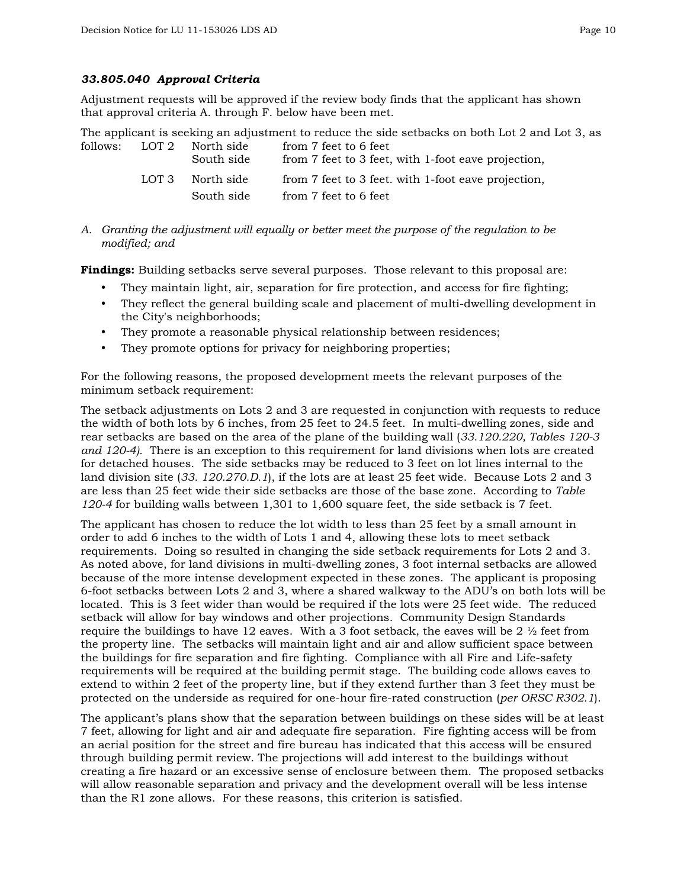### *33.805.040 Approval Criteria*

Adjustment requests will be approved if the review body finds that the applicant has shown that approval criteria A. through F. below have been met.

The applicant is seeking an adjustment to reduce the side setbacks on both Lot 2 and Lot 3, as follows:

| | | |
|---|---|---|
| LOT 2 | North side | from 7 feet to 6 feet |
| | South side | from 7 feet to 3 feet, with 1-foot eave projection, |
| LOT 3 | North side | from 7 feet to 3 feet. with 1-foot eave projection, |
| | South side | from 7 feet to 6 feet |

*A. Granting the adjustment will equally or better meet the purpose of the regulation to be modified; and*

**Findings:** Building setbacks serve several purposes. Those relevant to this proposal are:

- They maintain light, air, separation for fire protection, and access for fire fighting;
- They reflect the general building scale and placement of multi-dwelling development in the City's neighborhoods;
- They promote a reasonable physical relationship between residences;
- They promote options for privacy for neighboring properties;

For the following reasons, the proposed development meets the relevant purposes of the minimum setback requirement:

The setback adjustments on Lots 2 and 3 are requested in conjunction with requests to reduce the width of both lots by 6 inches, from 25 feet to 24.5 feet. In multi-dwelling zones, side and rear setbacks are based on the area of the plane of the building wall (*33.120.220, Tables 120-3 and 120-4).* There is an exception to this requirement for land divisions when lots are created for detached houses. The side setbacks may be reduced to 3 feet on lot lines internal to the land division site (*33. 120.270.D.1*), if the lots are at least 25 feet wide. Because Lots 2 and 3 are less than 25 feet wide their side setbacks are those of the base zone. According to *Table 120-4* for building walls between 1,301 to 1,600 square feet, the side setback is 7 feet.

The applicant has chosen to reduce the lot width to less than 25 feet by a small amount in order to add 6 inches to the width of Lots 1 and 4, allowing these lots to meet setback requirements. Doing so resulted in changing the side setback requirements for Lots 2 and 3. As noted above, for land divisions in multi-dwelling zones, 3 foot internal setbacks are allowed because of the more intense development expected in these zones. The applicant is proposing 6-foot setbacks between Lots 2 and 3, where a shared walkway to the ADU's on both lots will be located. This is 3 feet wider than would be required if the lots were 25 feet wide. The reduced setback will allow for bay windows and other projections. Community Design Standards require the buildings to have 12 eaves. With a 3 foot setback, the eaves will be 2 ½ feet from the property line. The setbacks will maintain light and air and allow sufficient space between the buildings for fire separation and fire fighting. Compliance with all Fire and Life-safety requirements will be required at the building permit stage. The building code allows eaves to extend to within 2 feet of the property line, but if they extend further than 3 feet they must be protected on the underside as required for one-hour fire-rated construction (*per ORSC R302.1*).

The applicant's plans show that the separation between buildings on these sides will be at least 7 feet, allowing for light and air and adequate fire separation. Fire fighting access will be from an aerial position for the street and fire bureau has indicated that this access will be ensured through building permit review. The projections will add interest to the buildings without creating a fire hazard or an excessive sense of enclosure between them. The proposed setbacks will allow reasonable separation and privacy and the development overall will be less intense than the R1 zone allows. For these reasons, this criterion is satisfied.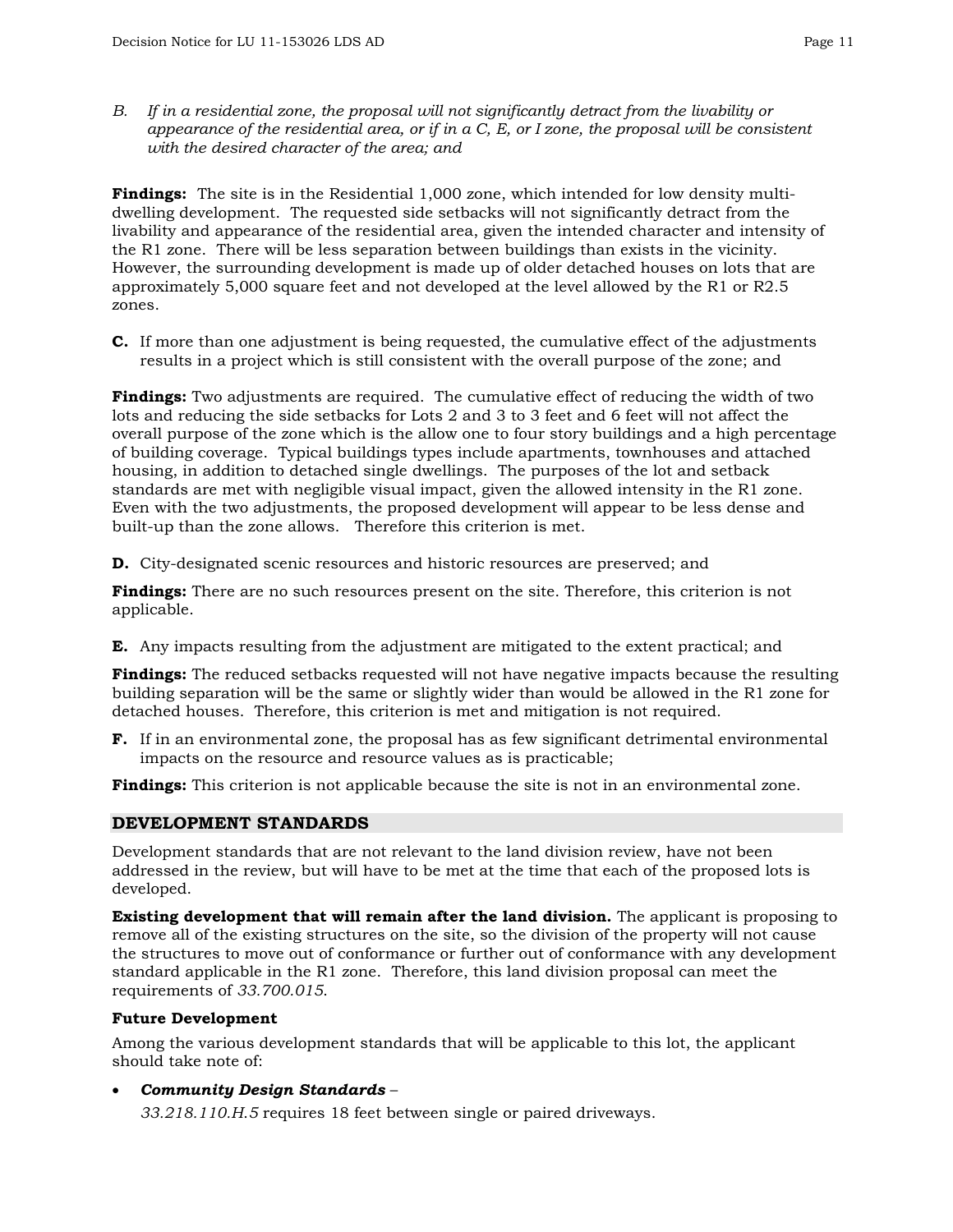*B. If in a residential zone, the proposal will not significantly detract from the livability or appearance of the residential area, or if in a C, E, or I zone, the proposal will be consistent with the desired character of the area; and*

**Findings:** The site is in the Residential 1,000 zone, which intended for low density multi-dwelling development. The requested side setbacks will not significantly detract from the livability and appearance of the residential area, given the intended character and intensity of the R1 zone. There will be less separation between buildings than exists in the vicinity. However, the surrounding development is made up of older detached houses on lots that are approximately 5,000 square feet and not developed at the level allowed by the R1 or R2.5 zones.

**C.** If more than one adjustment is being requested, the cumulative effect of the adjustments results in a project which is still consistent with the overall purpose of the zone; and

**Findings:** Two adjustments are required. The cumulative effect of reducing the width of two lots and reducing the side setbacks for Lots 2 and 3 to 3 feet and 6 feet will not affect the overall purpose of the zone which is the allow one to four story buildings and a high percentage of building coverage. Typical buildings types include apartments, townhouses and attached housing, in addition to detached single dwellings. The purposes of the lot and setback standards are met with negligible visual impact, given the allowed intensity in the R1 zone. Even with the two adjustments, the proposed development will appear to be less dense and built-up than the zone allows. Therefore this criterion is met.

**D.** City-designated scenic resources and historic resources are preserved; and

**Findings:** There are no such resources present on the site. Therefore, this criterion is not applicable.

**E.** Any impacts resulting from the adjustment are mitigated to the extent practical; and

**Findings:** The reduced setbacks requested will not have negative impacts because the resulting building separation will be the same or slightly wider than would be allowed in the R1 zone for detached houses. Therefore, this criterion is met and mitigation is not required.

**F.** If in an environmental zone, the proposal has as few significant detrimental environmental impacts on the resource and resource values as is practicable;

**Findings:** This criterion is not applicable because the site is not in an environmental zone.

## DEVELOPMENT STANDARDS

Development standards that are not relevant to the land division review, have not been addressed in the review, but will have to be met at the time that each of the proposed lots is developed.

**Existing development that will remain after the land division.** The applicant is proposing to remove all of the existing structures on the site, so the division of the property will not cause the structures to move out of conformance or further out of conformance with any development standard applicable in the R1 zone. Therefore, this land division proposal can meet the requirements of *33.700.015*.

**Future Development**

Among the various development standards that will be applicable to this lot, the applicant should take note of:

- ***Community Design Standards*** –
  *33.218.110.H.5* requires 18 feet between single or paired driveways.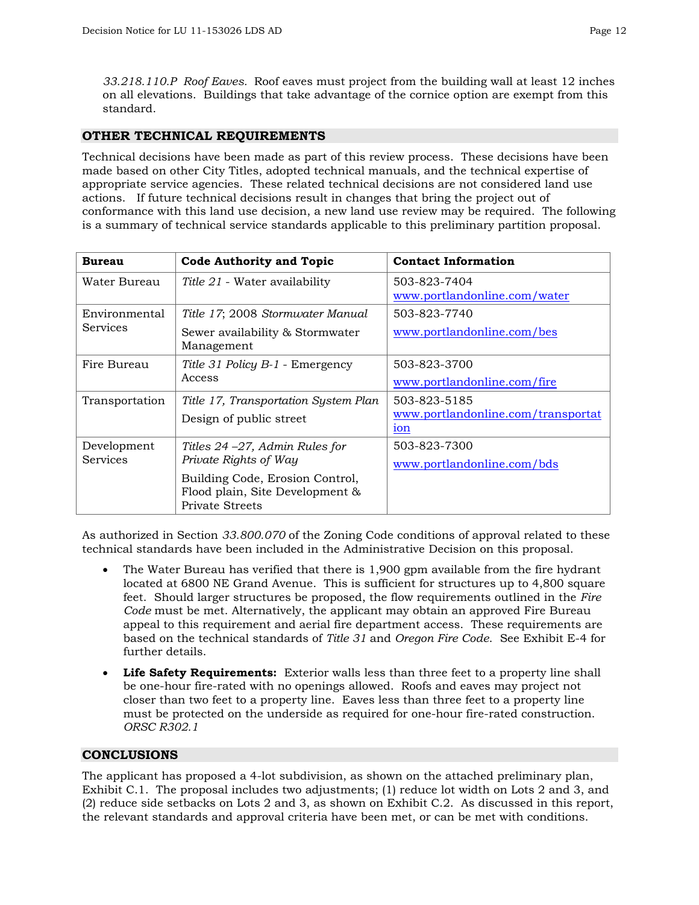*33.218.110.P Roof Eaves.* Roof eaves must project from the building wall at least 12 inches on all elevations. Buildings that take advantage of the cornice option are exempt from this standard.

## OTHER TECHNICAL REQUIREMENTS

Technical decisions have been made as part of this review process. These decisions have been made based on other City Titles, adopted technical manuals, and the technical expertise of appropriate service agencies. These related technical decisions are not considered land use actions. If future technical decisions result in changes that bring the project out of conformance with this land use decision, a new land use review may be required. The following is a summary of technical service standards applicable to this preliminary partition proposal.

| Bureau | Code Authority and Topic | Contact Information |
|---|---|---|
| Water Bureau | *Title 21* - Water availability | 503-823-7404 www.portlandonline.com/water |
| Environmental Services | *Title 17*; 2008 *Stormwater Manual* Sewer availability & Stormwater Management | 503-823-7740 www.portlandonline.com/bes |
| Fire Bureau | *Title 31 Policy B-1* - Emergency Access | 503-823-3700 www.portlandonline.com/fire |
| Transportation | *Title 17, Transportation System Plan* Design of public street | 503-823-5185 www.portlandonline.com/transportation |
| Development Services | *Titles 24 –27, Admin Rules for Private Rights of Way* Building Code, Erosion Control, Flood plain, Site Development & Private Streets | 503-823-7300 www.portlandonline.com/bds |

As authorized in Section *33.800.070* of the Zoning Code conditions of approval related to these technical standards have been included in the Administrative Decision on this proposal.

- The Water Bureau has verified that there is 1,900 gpm available from the fire hydrant located at 6800 NE Grand Avenue. This is sufficient for structures up to 4,800 square feet. Should larger structures be proposed, the flow requirements outlined in the *Fire Code* must be met. Alternatively, the applicant may obtain an approved Fire Bureau appeal to this requirement and aerial fire department access. These requirements are based on the technical standards of *Title 31* and *Oregon Fire Code.* See Exhibit E-4 for further details.
- **Life Safety Requirements:** Exterior walls less than three feet to a property line shall be one-hour fire-rated with no openings allowed. Roofs and eaves may project not closer than two feet to a property line. Eaves less than three feet to a property line must be protected on the underside as required for one-hour fire-rated construction. *ORSC R302.1*

## CONCLUSIONS

The applicant has proposed a 4-lot subdivision, as shown on the attached preliminary plan, Exhibit C.1. The proposal includes two adjustments; (1) reduce lot width on Lots 2 and 3, and (2) reduce side setbacks on Lots 2 and 3, as shown on Exhibit C.2. As discussed in this report, the relevant standards and approval criteria have been met, or can be met with conditions.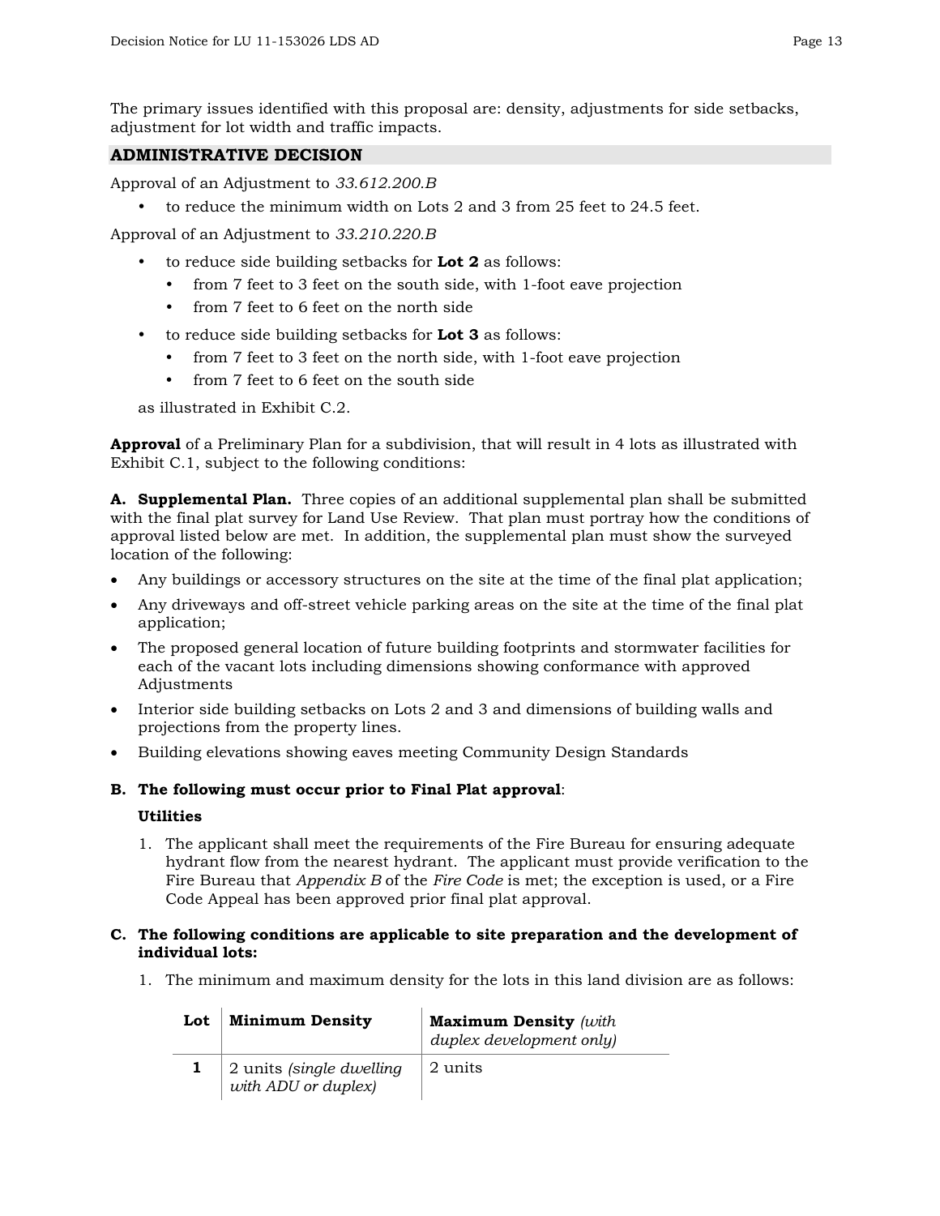The primary issues identified with this proposal are: density, adjustments for side setbacks, adjustment for lot width and traffic impacts.

## ADMINISTRATIVE DECISION

Approval of an Adjustment to *33.612.200.B*

- to reduce the minimum width on Lots 2 and 3 from 25 feet to 24.5 feet.

Approval of an Adjustment to *33.210.220.B*

- to reduce side building setbacks for **Lot 2** as follows:
  - from 7 feet to 3 feet on the south side, with 1-foot eave projection
  - from 7 feet to 6 feet on the north side
- to reduce side building setbacks for **Lot 3** as follows:
  - from 7 feet to 3 feet on the north side, with 1-foot eave projection
  - from 7 feet to 6 feet on the south side

as illustrated in Exhibit C.2.

**Approval** of a Preliminary Plan for a subdivision, that will result in 4 lots as illustrated with Exhibit C.1, subject to the following conditions:

**A. Supplemental Plan.** Three copies of an additional supplemental plan shall be submitted with the final plat survey for Land Use Review. That plan must portray how the conditions of approval listed below are met. In addition, the supplemental plan must show the surveyed location of the following:

- Any buildings or accessory structures on the site at the time of the final plat application;
- Any driveways and off-street vehicle parking areas on the site at the time of the final plat application;
- The proposed general location of future building footprints and stormwater facilities for each of the vacant lots including dimensions showing conformance with approved Adjustments
- Interior side building setbacks on Lots 2 and 3 and dimensions of building walls and projections from the property lines.
- Building elevations showing eaves meeting Community Design Standards

**B. The following must occur prior to Final Plat approval**:

**Utilities**

1. The applicant shall meet the requirements of the Fire Bureau for ensuring adequate hydrant flow from the nearest hydrant. The applicant must provide verification to the Fire Bureau that *Appendix B* of the *Fire Code* is met; the exception is used, or a Fire Code Appeal has been approved prior final plat approval.

**C. The following conditions are applicable to site preparation and the development of individual lots:**

1. The minimum and maximum density for the lots in this land division are as follows:

| Lot | Minimum Density | Maximum Density *(with duplex development only)* |
|---|---|---|
| **1** | 2 units *(single dwelling with ADU or duplex)* | 2 units |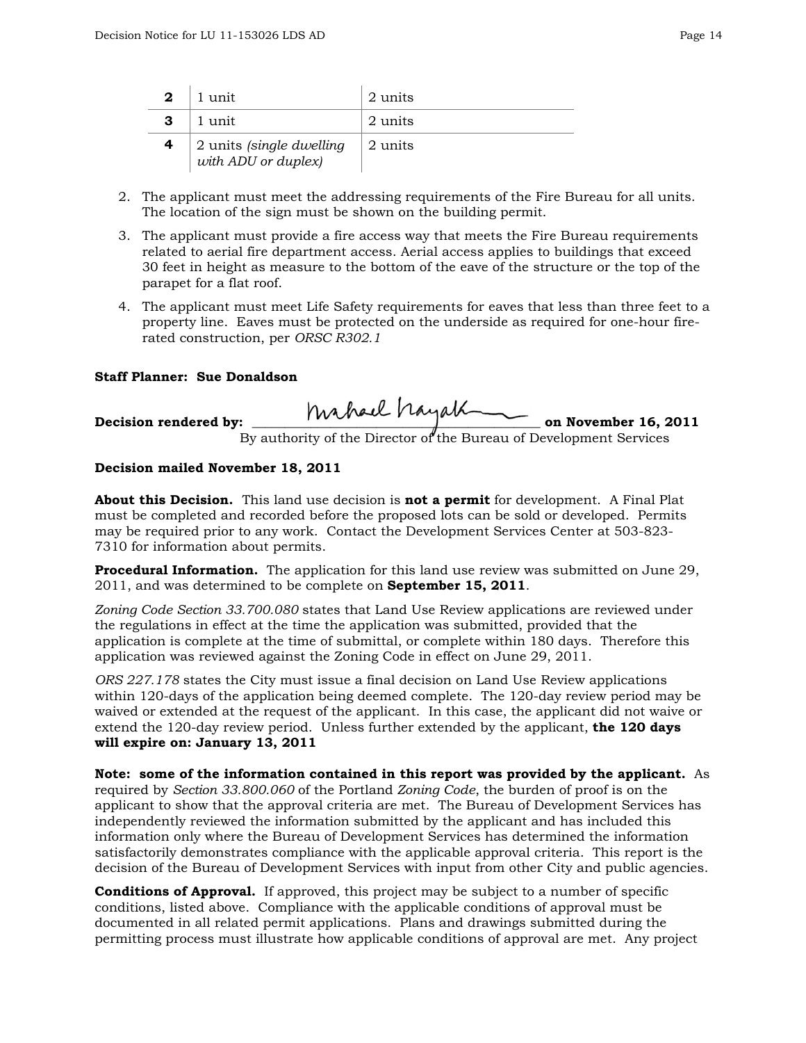| **2** | 1 unit | 2 units |
|---|---|---|
| **3** | 1 unit | 2 units |
| **4** | 2 units *(single dwelling with ADU or duplex)* | 2 units |

2. The applicant must meet the addressing requirements of the Fire Bureau for all units. The location of the sign must be shown on the building permit.

3. The applicant must provide a fire access way that meets the Fire Bureau requirements related to aerial fire department access. Aerial access applies to buildings that exceed 30 feet in height as measure to the bottom of the eave of the structure or the top of the parapet for a flat roof.

4. The applicant must meet Life Safety requirements for eaves that less than three feet to a property line. Eaves must be protected on the underside as required for one-hour fire-rated construction, per *ORSC R302.1*

**Staff Planner: Sue Donaldson**

**Decision rendered by:** ______________________________ **on November 16, 2011**
By authority of the Director of the Bureau of Development Services

**Decision mailed November 18, 2011**

**About this Decision.** This land use decision is **not a permit** for development. A Final Plat must be completed and recorded before the proposed lots can be sold or developed. Permits may be required prior to any work. Contact the Development Services Center at 503-823-7310 for information about permits.

**Procedural Information.** The application for this land use review was submitted on June 29, 2011, and was determined to be complete on **September 15, 2011**.

*Zoning Code Section 33.700.080* states that Land Use Review applications are reviewed under the regulations in effect at the time the application was submitted, provided that the application is complete at the time of submittal, or complete within 180 days. Therefore this application was reviewed against the Zoning Code in effect on June 29, 2011.

*ORS 227.178* states the City must issue a final decision on Land Use Review applications within 120-days of the application being deemed complete. The 120-day review period may be waived or extended at the request of the applicant. In this case, the applicant did not waive or extend the 120-day review period. Unless further extended by the applicant, **the 120 days will expire on: January 13, 2011**

**Note: some of the information contained in this report was provided by the applicant.** As required by *Section 33.800.060* of the Portland *Zoning Code*, the burden of proof is on the applicant to show that the approval criteria are met. The Bureau of Development Services has independently reviewed the information submitted by the applicant and has included this information only where the Bureau of Development Services has determined the information satisfactorily demonstrates compliance with the applicable approval criteria. This report is the decision of the Bureau of Development Services with input from other City and public agencies.

**Conditions of Approval.** If approved, this project may be subject to a number of specific conditions, listed above. Compliance with the applicable conditions of approval must be documented in all related permit applications. Plans and drawings submitted during the permitting process must illustrate how applicable conditions of approval are met. Any project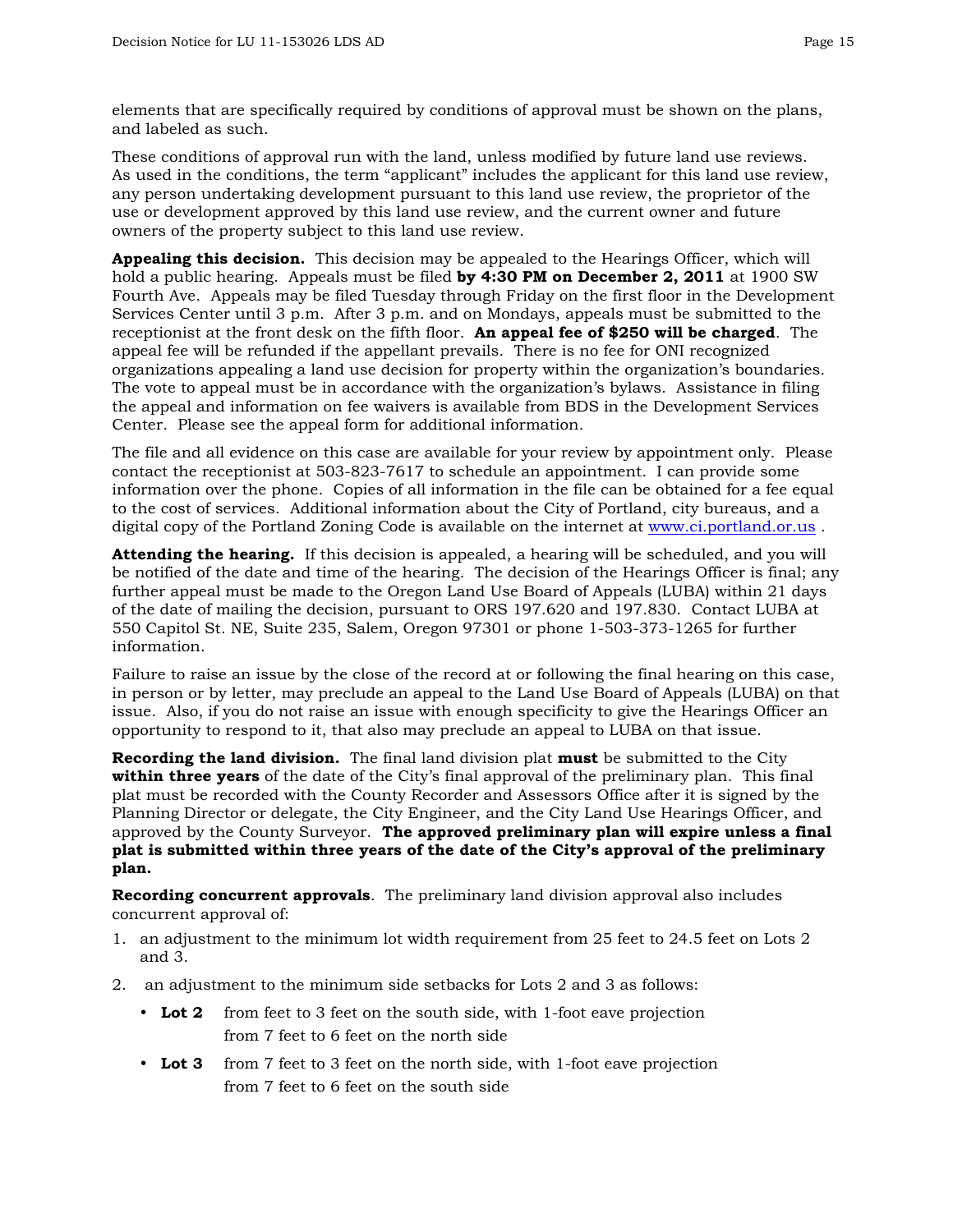elements that are specifically required by conditions of approval must be shown on the plans, and labeled as such.

These conditions of approval run with the land, unless modified by future land use reviews. As used in the conditions, the term "applicant" includes the applicant for this land use review, any person undertaking development pursuant to this land use review, the proprietor of the use or development approved by this land use review, and the current owner and future owners of the property subject to this land use review.

**Appealing this decision.** This decision may be appealed to the Hearings Officer, which will hold a public hearing. Appeals must be filed **by 4:30 PM on December 2, 2011** at 1900 SW Fourth Ave. Appeals may be filed Tuesday through Friday on the first floor in the Development Services Center until 3 p.m. After 3 p.m. and on Mondays, appeals must be submitted to the receptionist at the front desk on the fifth floor. **An appeal fee of $250 will be charged**. The appeal fee will be refunded if the appellant prevails. There is no fee for ONI recognized organizations appealing a land use decision for property within the organization's boundaries. The vote to appeal must be in accordance with the organization's bylaws. Assistance in filing the appeal and information on fee waivers is available from BDS in the Development Services Center. Please see the appeal form for additional information.

The file and all evidence on this case are available for your review by appointment only. Please contact the receptionist at 503-823-7617 to schedule an appointment. I can provide some information over the phone. Copies of all information in the file can be obtained for a fee equal to the cost of services. Additional information about the City of Portland, city bureaus, and a digital copy of the Portland Zoning Code is available on the internet at [www.ci.portland.or.us](http://www.ci.portland.or.us) .

**Attending the hearing.** If this decision is appealed, a hearing will be scheduled, and you will be notified of the date and time of the hearing. The decision of the Hearings Officer is final; any further appeal must be made to the Oregon Land Use Board of Appeals (LUBA) within 21 days of the date of mailing the decision, pursuant to ORS 197.620 and 197.830. Contact LUBA at 550 Capitol St. NE, Suite 235, Salem, Oregon 97301 or phone 1-503-373-1265 for further information.

Failure to raise an issue by the close of the record at or following the final hearing on this case, in person or by letter, may preclude an appeal to the Land Use Board of Appeals (LUBA) on that issue. Also, if you do not raise an issue with enough specificity to give the Hearings Officer an opportunity to respond to it, that also may preclude an appeal to LUBA on that issue.

**Recording the land division.** The final land division plat **must** be submitted to the City **within three years** of the date of the City's final approval of the preliminary plan. This final plat must be recorded with the County Recorder and Assessors Office after it is signed by the Planning Director or delegate, the City Engineer, and the City Land Use Hearings Officer, and approved by the County Surveyor. **The approved preliminary plan will expire unless a final plat is submitted within three years of the date of the City's approval of the preliminary plan.**

**Recording concurrent approvals**. The preliminary land division approval also includes concurrent approval of:

1. an adjustment to the minimum lot width requirement from 25 feet to 24.5 feet on Lots 2 and 3.
2. an adjustment to the minimum side setbacks for Lots 2 and 3 as follows:
   - **Lot 2** from feet to 3 feet on the south side, with 1-foot eave projection
     from 7 feet to 6 feet on the north side
   - **Lot 3** from 7 feet to 3 feet on the north side, with 1-foot eave projection
     from 7 feet to 6 feet on the south side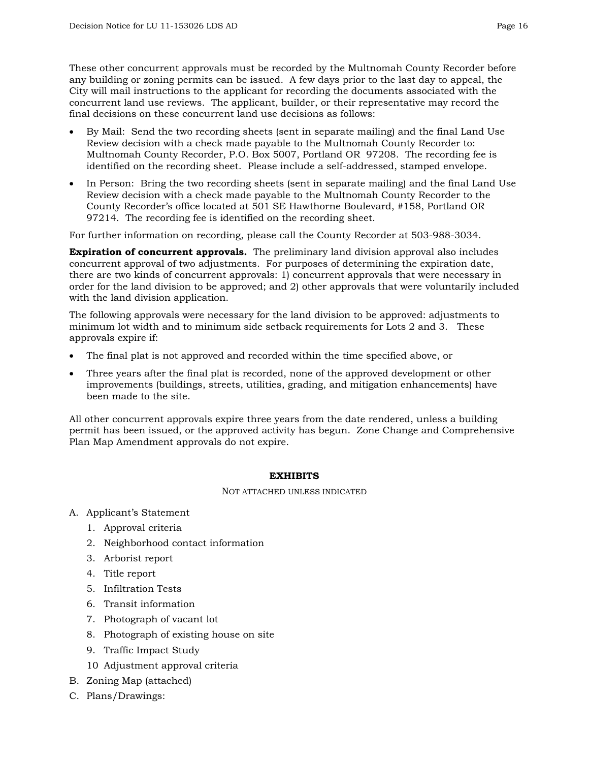These other concurrent approvals must be recorded by the Multnomah County Recorder before any building or zoning permits can be issued. A few days prior to the last day to appeal, the City will mail instructions to the applicant for recording the documents associated with the concurrent land use reviews. The applicant, builder, or their representative may record the final decisions on these concurrent land use decisions as follows:

- By Mail: Send the two recording sheets (sent in separate mailing) and the final Land Use Review decision with a check made payable to the Multnomah County Recorder to: Multnomah County Recorder, P.O. Box 5007, Portland OR 97208. The recording fee is identified on the recording sheet. Please include a self-addressed, stamped envelope.
- In Person: Bring the two recording sheets (sent in separate mailing) and the final Land Use Review decision with a check made payable to the Multnomah County Recorder to the County Recorder's office located at 501 SE Hawthorne Boulevard, #158, Portland OR 97214. The recording fee is identified on the recording sheet.

For further information on recording, please call the County Recorder at 503-988-3034.

**Expiration of concurrent approvals.** The preliminary land division approval also includes concurrent approval of two adjustments. For purposes of determining the expiration date, there are two kinds of concurrent approvals: 1) concurrent approvals that were necessary in order for the land division to be approved; and 2) other approvals that were voluntarily included with the land division application.

The following approvals were necessary for the land division to be approved: adjustments to minimum lot width and to minimum side setback requirements for Lots 2 and 3. These approvals expire if:

- The final plat is not approved and recorded within the time specified above, or
- Three years after the final plat is recorded, none of the approved development or other improvements (buildings, streets, utilities, grading, and mitigation enhancements) have been made to the site.

All other concurrent approvals expire three years from the date rendered, unless a building permit has been issued, or the approved activity has begun. Zone Change and Comprehensive Plan Map Amendment approvals do not expire.

## EXHIBITS

NOT ATTACHED UNLESS INDICATED

A. Applicant's Statement
   1. Approval criteria
   2. Neighborhood contact information
   3. Arborist report
   4. Title report
   5. Infiltration Tests
   6. Transit information
   7. Photograph of vacant lot
   8. Photograph of existing house on site
   9. Traffic Impact Study
   10 Adjustment approval criteria
B. Zoning Map (attached)
C. Plans/Drawings: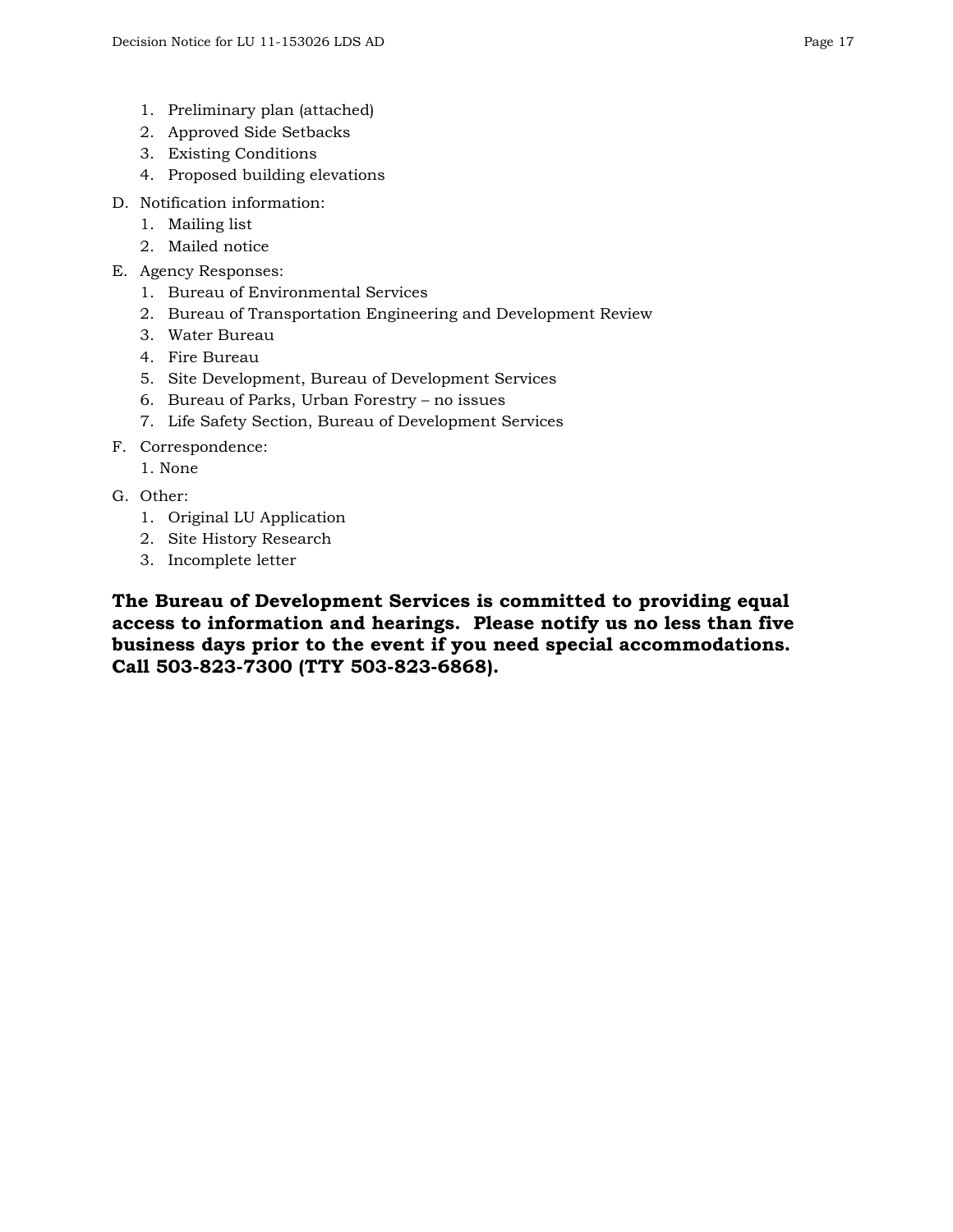1. Preliminary plan (attached)
2. Approved Side Setbacks
3. Existing Conditions
4. Proposed building elevations

D. Notification information:
   1. Mailing list
   2. Mailed notice

E. Agency Responses:
   1. Bureau of Environmental Services
   2. Bureau of Transportation Engineering and Development Review
   3. Water Bureau
   4. Fire Bureau
   5. Site Development, Bureau of Development Services
   6. Bureau of Parks, Urban Forestry – no issues
   7. Life Safety Section, Bureau of Development Services

F. Correspondence:
   1. None

G. Other:
   1. Original LU Application
   2. Site History Research
   3. Incomplete letter

**The Bureau of Development Services is committed to providing equal access to information and hearings. Please notify us no less than five business days prior to the event if you need special accommodations. Call 503-823-7300 (TTY 503-823-6868).**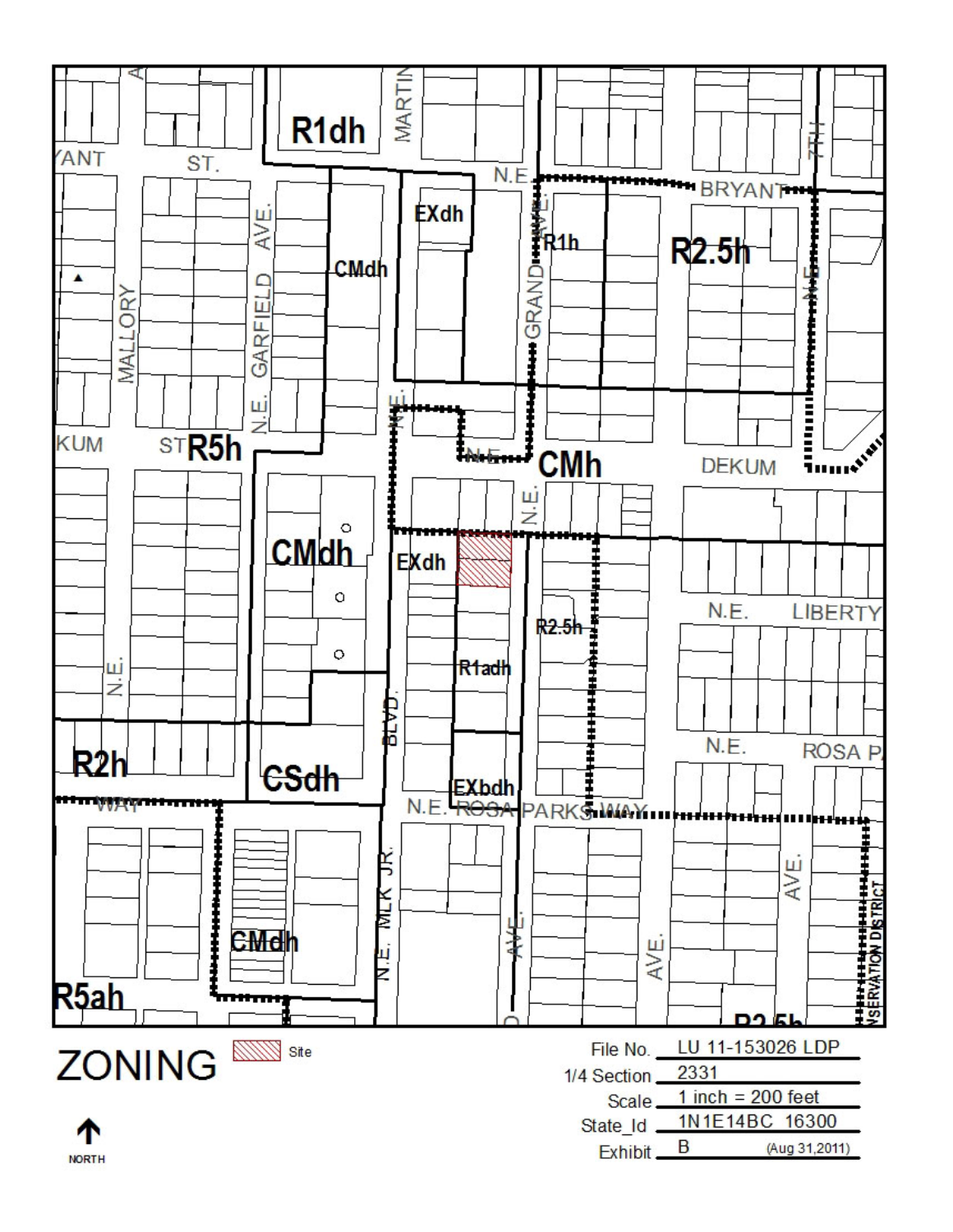# ZONING

Site

NORTH

| | |
|---|---|
| File No. | LU 11-153026 LDP |
| 1/4 Section | 2331 |
| Scale | 1 inch = 200 feet |
| State_Id | 1N1E14BC 16300 |
| Exhibit | B (Aug 31,2011) |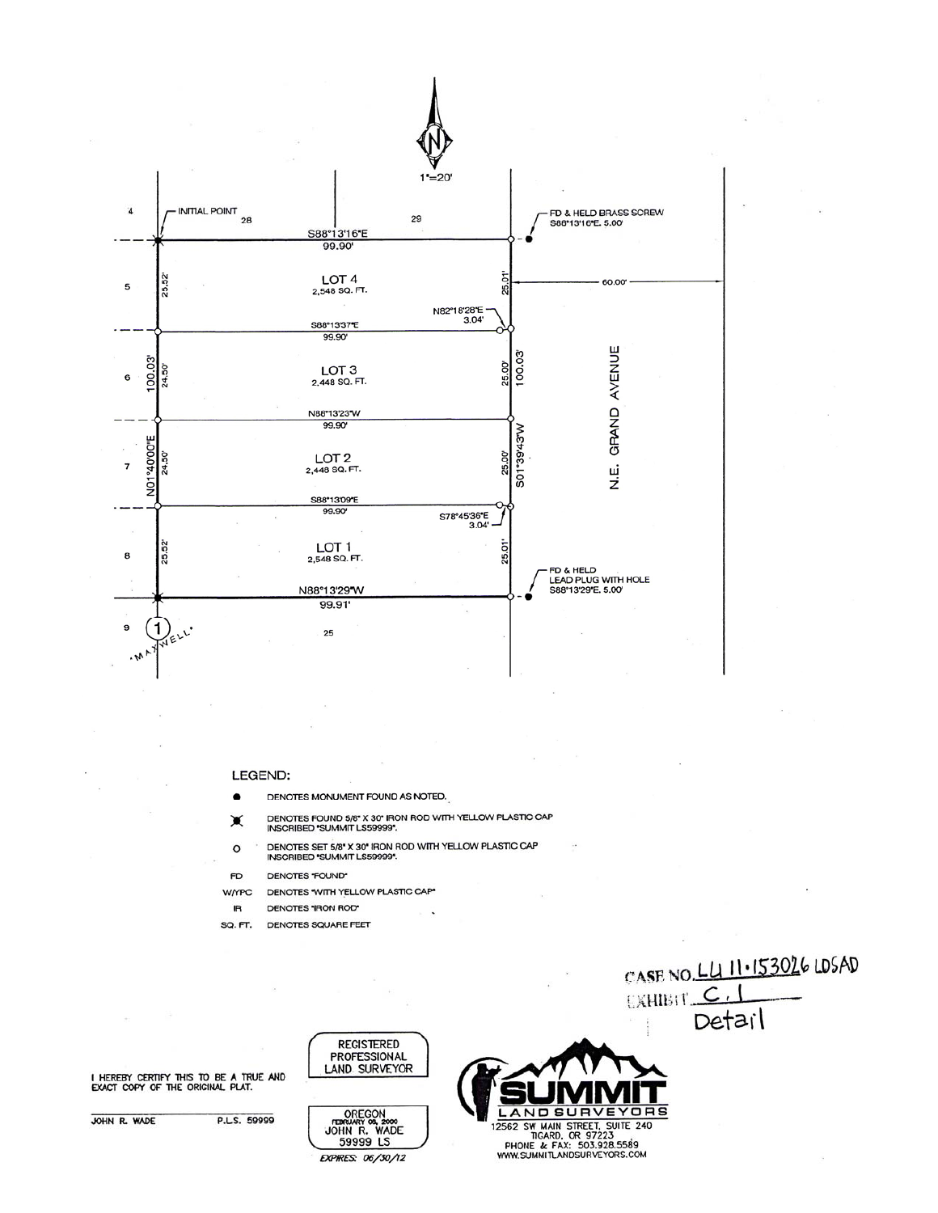N

1"=20'

4 — INITIAL POINT — 28 — 29

FD & HELD BRASS SCREW
S88°13'16"E. 5.00'

S88°13'16"E
99.90'

5 — LOT 4 — 2,548 SQ. FT. — 25.52' — 25.01' — 60.00'

N82°18'28"E
3.04'

S88°13'37"E
99.90'

6 — LOT 3 — 2,448 SQ. FT. — 24.50' — 25.00' — 100.03' — 100.03'

N.E. GRAND AVENUE

N88°13'23"W
99.90'

7 — LOT 2 — 2,448 SQ. FT. — N01°40'00"E — 24.50' — 25.00' — S01°39'43"W

S88°13'09"E
99.90'

S78°45'36"E
3.04'

8 — LOT 1 — 2,548 SQ. FT. — 25.52' — 25.01'

FD & HELD
LEAD PLUG WITH HOLE
S88°13'29"E. 5.00'

N88°13'29"W
99.91'

9 — 1 "MAXWELL" — 25

LEGEND:

- ● DENOTES MONUMENT FOUND AS NOTED.
- ✱ DENOTES FOUND 5/8" X 30" IRON ROD WITH YELLOW PLASTIC CAP INSCRIBED "SUMMIT LS59999".
- O DENOTES SET 5/8" X 30" IRON ROD WITH YELLOW PLASTIC CAP INSCRIBED "SUMMIT LS59999".
- FD DENOTES "FOUND"
- W/YPC DENOTES "WITH YELLOW PLASTIC CAP"
- IR DENOTES "IRON ROD"
- SQ. FT. DENOTES SQUARE FEET

CASE NO. LU 11-153026 LDSAD
EXHIBIT C.1
Detail

I HEREBY CERTIFY THIS TO BE A TRUE AND EXACT COPY OF THE ORIGINAL PLAT.

JOHN R. WADE P.L.S. 59999

REGISTERED PROFESSIONAL LAND SURVEYOR

OREGON
FEBRUARY 08, 2000
JOHN R. WADE
59999 LS

EXPIRES: 06/30/12

SUMMIT LAND SURVEYORS
12562 SW MAIN STREET, SUITE 240
TIGARD, OR 97223
PHONE & FAX: 503.928.5589
WWW.SUMMITLANDSURVEYORS.COM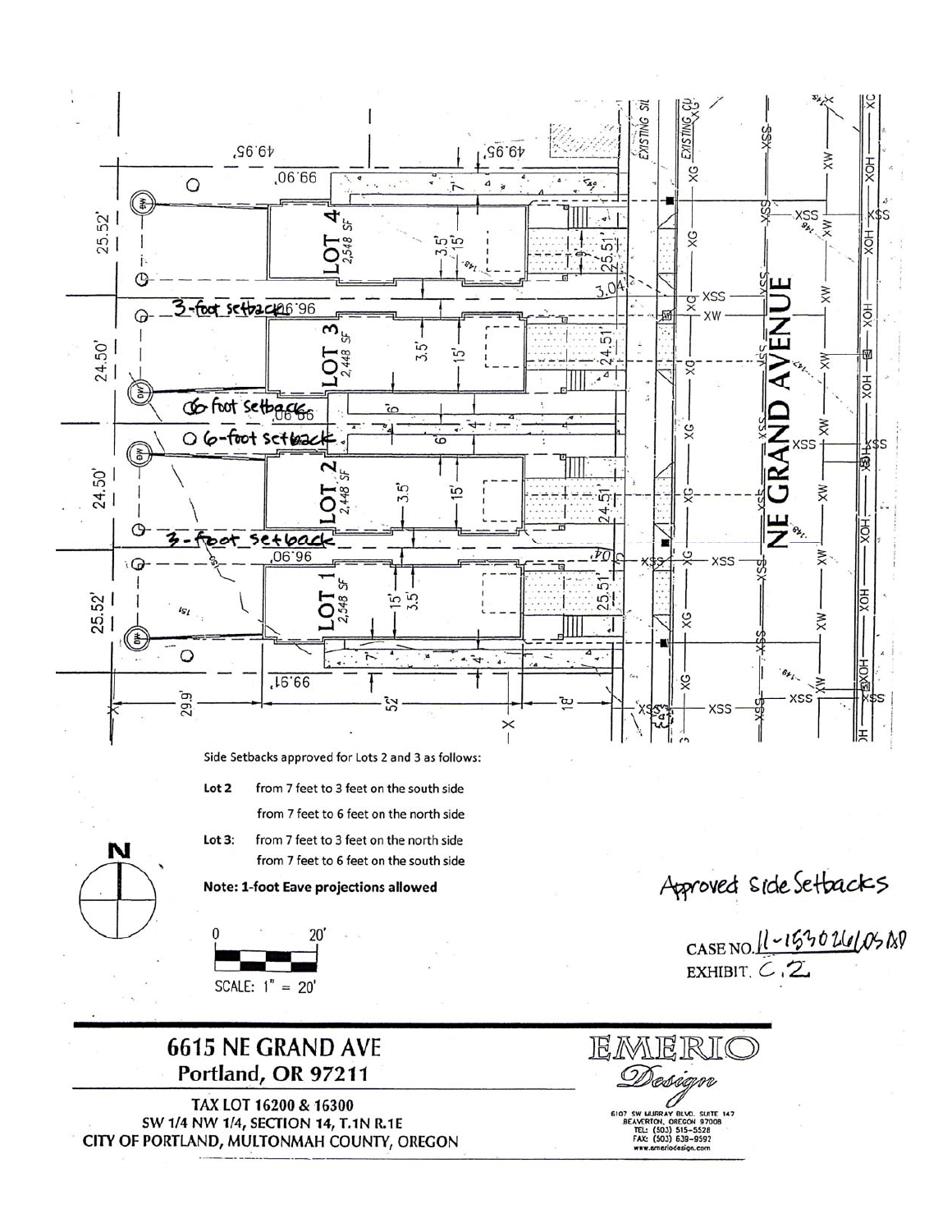Side Setbacks approved for Lots 2 and 3 as follows:

**Lot 2** from 7 feet to 3 feet on the south side

from 7 feet to 6 feet on the north side

**Lot 3:** from 7 feet to 3 feet on the north side

from 7 feet to 6 feet on the south side

**Note: 1-foot Eave projections allowed**

Approved Side Setbacks

CASE NO. 11-153026 LDS AD
EXHIBIT. C.2

SCALE: 1" = 20'

# 6615 NE GRAND AVE
## Portland, OR 97211

**TAX LOT 16200 & 16300**
**SW 1/4 NW 1/4, SECTION 14, T.1N R.1E**
**CITY OF PORTLAND, MULTONMAH COUNTY, OREGON**

EMERIO Design
6107 SW MURRAY BLVD. SUITE 147
BEAVERTON, OREGON 97008
TEL: (503) 515-5528
FAX: (503) 639-9592
www.emeriodesign.com